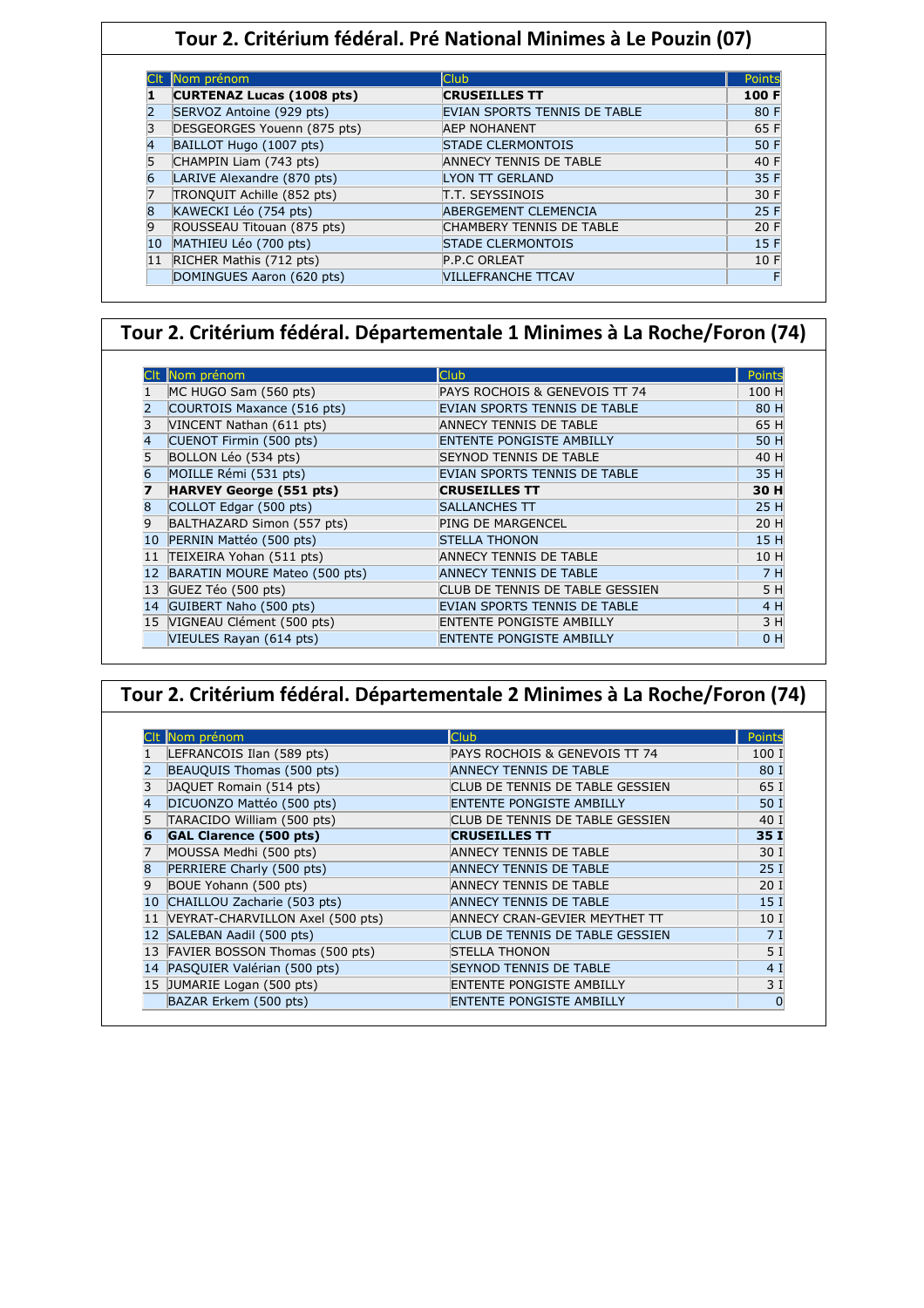## Tour 2. Critérium fédéral. Pré National Minimes à Le Pouzin (07)

| Clt | Nom prénom | Club | Points |
|---|---|---|---|
| **1** | **CURTENAZ Lucas (1008 pts)** | **CRUSEILLES TT** | **100 F** |
| 2 | SERVOZ Antoine (929 pts) | EVIAN SPORTS TENNIS DE TABLE | 80 F |
| 3 | DESGEORGES Youenn (875 pts) | AEP NOHANENT | 65 F |
| 4 | BAILLOT Hugo (1007 pts) | STADE CLERMONTOIS | 50 F |
| 5 | CHAMPIN Liam (743 pts) | ANNECY TENNIS DE TABLE | 40 F |
| 6 | LARIVE Alexandre (870 pts) | LYON TT GERLAND | 35 F |
| 7 | TRONQUIT Achille (852 pts) | T.T. SEYSSINOIS | 30 F |
| 8 | KAWECKI Léo (754 pts) | ABERGEMENT CLEMENCIA | 25 F |
| 9 | ROUSSEAU Titouan (875 pts) | CHAMBERY TENNIS DE TABLE | 20 F |
| 10 | MATHIEU Léo (700 pts) | STADE CLERMONTOIS | 15 F |
| 11 | RICHER Mathis (712 pts) | P.P.C ORLEAT | 10 F |
| | DOMINGUES Aaron (620 pts) | VILLEFRANCHE TTCAV | F |

## Tour 2. Critérium fédéral. Départementale 1 Minimes à La Roche/Foron (74)

| Clt | Nom prénom | Club | Points |
|---|---|---|---|
| 1 | MC HUGO Sam (560 pts) | PAYS ROCHOIS & GENEVOIS TT 74 | 100 H |
| 2 | COURTOIS Maxance (516 pts) | EVIAN SPORTS TENNIS DE TABLE | 80 H |
| 3 | VINCENT Nathan (611 pts) | ANNECY TENNIS DE TABLE | 65 H |
| 4 | CUENOT Firmin (500 pts) | ENTENTE PONGISTE AMBILLY | 50 H |
| 5 | BOLLON Léo (534 pts) | SEYNOD TENNIS DE TABLE | 40 H |
| 6 | MOILLE Rémi (531 pts) | EVIAN SPORTS TENNIS DE TABLE | 35 H |
| **7** | **HARVEY George (551 pts)** | **CRUSEILLES TT** | **30 H** |
| 8 | COLLOT Edgar (500 pts) | SALLANCHES TT | 25 H |
| 9 | BALTHAZARD Simon (557 pts) | PING DE MARGENCEL | 20 H |
| 10 | PERNIN Mattéo (500 pts) | STELLA THONON | 15 H |
| 11 | TEIXEIRA Yohan (511 pts) | ANNECY TENNIS DE TABLE | 10 H |
| 12 | BARATIN MOURE Mateo (500 pts) | ANNECY TENNIS DE TABLE | 7 H |
| 13 | GUEZ Téo (500 pts) | CLUB DE TENNIS DE TABLE GESSIEN | 5 H |
| 14 | GUIBERT Naho (500 pts) | EVIAN SPORTS TENNIS DE TABLE | 4 H |
| 15 | VIGNEAU Clément (500 pts) | ENTENTE PONGISTE AMBILLY | 3 H |
| | VIEULES Rayan (614 pts) | ENTENTE PONGISTE AMBILLY | 0 H |

## Tour 2. Critérium fédéral. Départementale 2 Minimes à La Roche/Foron (74)

| Clt | Nom prénom | Club | Points |
|---|---|---|---|
| 1 | LEFRANCOIS Ilan (589 pts) | PAYS ROCHOIS & GENEVOIS TT 74 | 100 I |
| 2 | BEAUQUIS Thomas (500 pts) | ANNECY TENNIS DE TABLE | 80 I |
| 3 | JAQUET Romain (514 pts) | CLUB DE TENNIS DE TABLE GESSIEN | 65 I |
| 4 | DICUONZO Mattéo (500 pts) | ENTENTE PONGISTE AMBILLY | 50 I |
| 5 | TARACIDO William (500 pts) | CLUB DE TENNIS DE TABLE GESSIEN | 40 I |
| **6** | **GAL Clarence (500 pts)** | **CRUSEILLES TT** | **35 I** |
| 7 | MOUSSA Medhi (500 pts) | ANNECY TENNIS DE TABLE | 30 I |
| 8 | PERRIERE Charly (500 pts) | ANNECY TENNIS DE TABLE | 25 I |
| 9 | BOUE Yohann (500 pts) | ANNECY TENNIS DE TABLE | 20 I |
| 10 | CHAILLOU Zacharie (503 pts) | ANNECY TENNIS DE TABLE | 15 I |
| 11 | VEYRAT-CHARVILLON Axel (500 pts) | ANNECY CRAN-GEVIER MEYTHET TT | 10 I |
| 12 | SALEBAN Aadil (500 pts) | CLUB DE TENNIS DE TABLE GESSIEN | 7 I |
| 13 | FAVIER BOSSON Thomas (500 pts) | STELLA THONON | 5 I |
| 14 | PASQUIER Valérian (500 pts) | SEYNOD TENNIS DE TABLE | 4 I |
| 15 | JUMARIE Logan (500 pts) | ENTENTE PONGISTE AMBILLY | 3 I |
| | BAZAR Erkem (500 pts) | ENTENTE PONGISTE AMBILLY | 0 |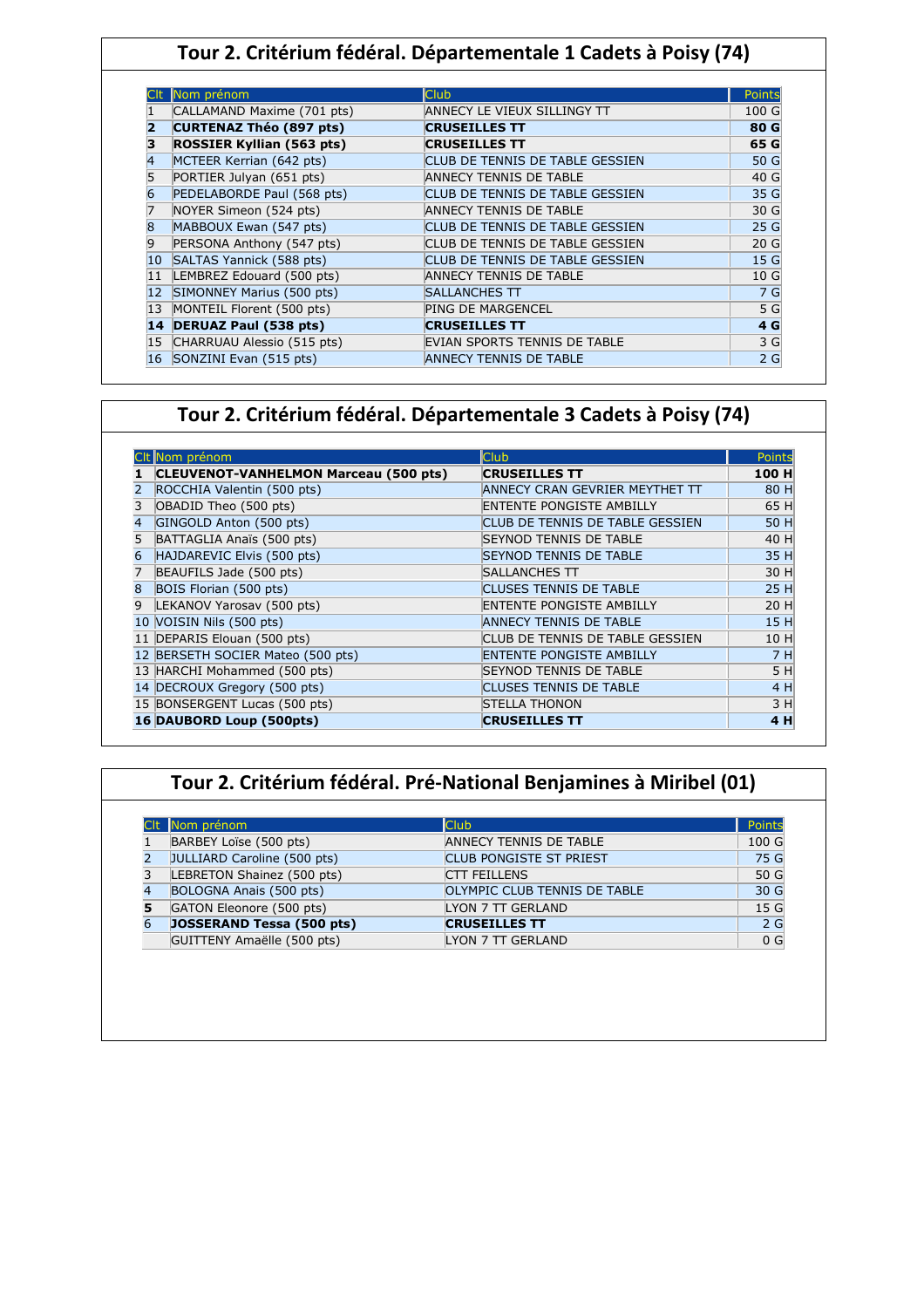## Tour 2. Critérium fédéral. Départementale 1 Cadets à Poisy (74)

| Clt | Nom prénom | Club | Points |
|---|---|---|---|
| 1 | CALLAMAND Maxime (701 pts) | ANNECY LE VIEUX SILLINGY TT | 100 G |
| **2** | **CURTENAZ Théo (897 pts)** | **CRUSEILLES TT** | **80 G** |
| **3** | **ROSSIER Kyllian (563 pts)** | **CRUSEILLES TT** | **65 G** |
| 4 | MCTEER Kerrian (642 pts) | CLUB DE TENNIS DE TABLE GESSIEN | 50 G |
| 5 | PORTIER Julyan (651 pts) | ANNECY TENNIS DE TABLE | 40 G |
| 6 | PEDELABORDE Paul (568 pts) | CLUB DE TENNIS DE TABLE GESSIEN | 35 G |
| 7 | NOYER Simeon (524 pts) | ANNECY TENNIS DE TABLE | 30 G |
| 8 | MABBOUX Ewan (547 pts) | CLUB DE TENNIS DE TABLE GESSIEN | 25 G |
| 9 | PERSONA Anthony (547 pts) | CLUB DE TENNIS DE TABLE GESSIEN | 20 G |
| 10 | SALTAS Yannick (588 pts) | CLUB DE TENNIS DE TABLE GESSIEN | 15 G |
| 11 | LEMBREZ Edouard (500 pts) | ANNECY TENNIS DE TABLE | 10 G |
| 12 | SIMONNEY Marius (500 pts) | SALLANCHES TT | 7 G |
| 13 | MONTEIL Florent (500 pts) | PING DE MARGENCEL | 5 G |
| **14** | **DERUAZ Paul (538 pts)** | **CRUSEILLES TT** | **4 G** |
| 15 | CHARRUAU Alessio (515 pts) | EVIAN SPORTS TENNIS DE TABLE | 3 G |
| 16 | SONZINI Evan (515 pts) | ANNECY TENNIS DE TABLE | 2 G |

## Tour 2. Critérium fédéral. Départementale 3 Cadets à Poisy (74)

| Clt | Nom prénom | Club | Points |
|---|---|---|---|
| **1** | **CLEUVENOT-VANHELMON Marceau (500 pts)** | **CRUSEILLES TT** | **100 H** |
| 2 | ROCCHIA Valentin (500 pts) | ANNECY CRAN GEVRIER MEYTHET TT | 80 H |
| 3 | OBADID Theo (500 pts) | ENTENTE PONGISTE AMBILLY | 65 H |
| 4 | GINGOLD Anton (500 pts) | CLUB DE TENNIS DE TABLE GESSIEN | 50 H |
| 5 | BATTAGLIA Anaïs (500 pts) | SEYNOD TENNIS DE TABLE | 40 H |
| 6 | HAJDAREVIC Elvis (500 pts) | SEYNOD TENNIS DE TABLE | 35 H |
| 7 | BEAUFILS Jade (500 pts) | SALLANCHES TT | 30 H |
| 8 | BOIS Florian (500 pts) | CLUSES TENNIS DE TABLE | 25 H |
| 9 | LEKANOV Yarosav (500 pts) | ENTENTE PONGISTE AMBILLY | 20 H |
| 10 | VOISIN Nils (500 pts) | ANNECY TENNIS DE TABLE | 15 H |
| 11 | DEPARIS Elouan (500 pts) | CLUB DE TENNIS DE TABLE GESSIEN | 10 H |
| 12 | BERSETH SOCIER Mateo (500 pts) | ENTENTE PONGISTE AMBILLY | 7 H |
| 13 | HARCHI Mohammed (500 pts) | SEYNOD TENNIS DE TABLE | 5 H |
| 14 | DECROUX Gregory (500 pts) | CLUSES TENNIS DE TABLE | 4 H |
| 15 | BONSERGENT Lucas (500 pts) | STELLA THONON | 3 H |
| **16** | **DAUBORD Loup (500pts)** | **CRUSEILLES TT** | **4 H** |

## Tour 2. Critérium fédéral. Pré-National Benjamines à Miribel (01)

| Clt | Nom prénom | Club | Points |
|---|---|---|---|
| 1 | BARBEY Loïse (500 pts) | ANNECY TENNIS DE TABLE | 100 G |
| 2 | JULLIARD Caroline (500 pts) | CLUB PONGISTE ST PRIEST | 75 G |
| 3 | LEBRETON Shainez (500 pts) | CTT FEILLENS | 50 G |
| 4 | BOLOGNA Anais (500 pts) | OLYMPIC CLUB TENNIS DE TABLE | 30 G |
| **5** | GATON Eleonore (500 pts) | LYON 7 TT GERLAND | 15 G |
| 6 | **JOSSERAND Tessa (500 pts)** | **CRUSEILLES TT** | 2 G |
| | GUITTENY Amaëlle (500 pts) | LYON 7 TT GERLAND | 0 G |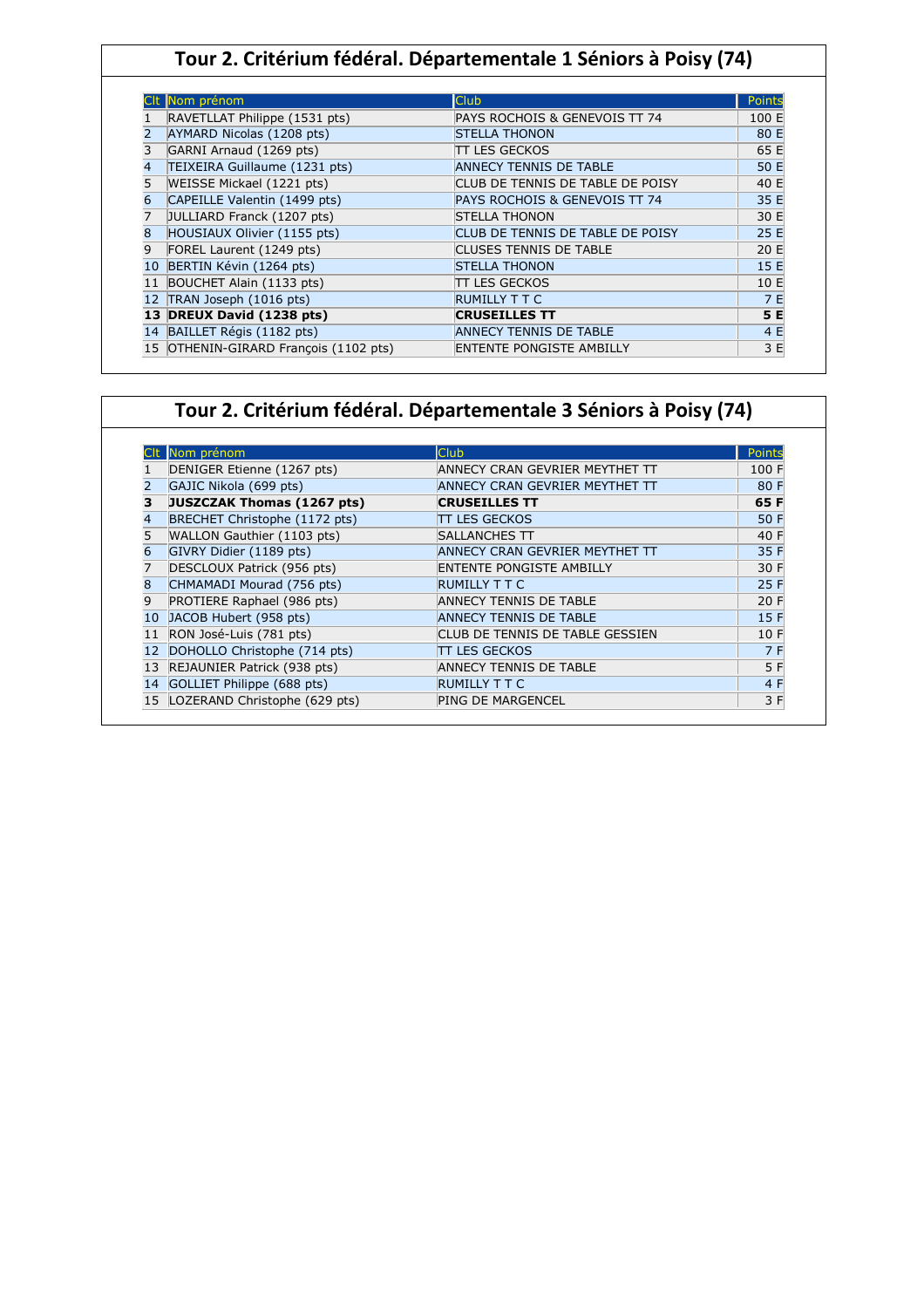## Tour 2. Critérium fédéral. Départementale 1 Séniors à Poisy (74)

| Clt | Nom prénom | Club | Points |
|---|---|---|---|
| 1 | RAVETLLAT Philippe (1531 pts) | PAYS ROCHOIS & GENEVOIS TT 74 | 100 E |
| 2 | AYMARD Nicolas (1208 pts) | STELLA THONON | 80 E |
| 3 | GARNI Arnaud (1269 pts) | TT LES GECKOS | 65 E |
| 4 | TEIXEIRA Guillaume (1231 pts) | ANNECY TENNIS DE TABLE | 50 E |
| 5 | WEISSE Mickael (1221 pts) | CLUB DE TENNIS DE TABLE DE POISY | 40 E |
| 6 | CAPEILLE Valentin (1499 pts) | PAYS ROCHOIS & GENEVOIS TT 74 | 35 E |
| 7 | JULLIARD Franck (1207 pts) | STELLA THONON | 30 E |
| 8 | HOUSIAUX Olivier (1155 pts) | CLUB DE TENNIS DE TABLE DE POISY | 25 E |
| 9 | FOREL Laurent (1249 pts) | CLUSES TENNIS DE TABLE | 20 E |
| 10 | BERTIN Kévin (1264 pts) | STELLA THONON | 15 E |
| 11 | BOUCHET Alain (1133 pts) | TT LES GECKOS | 10 E |
| 12 | TRAN Joseph (1016 pts) | RUMILLY T T C | 7 E |
| **13** | **DREUX David (1238 pts)** | **CRUSEILLES TT** | **5 E** |
| 14 | BAILLET Régis (1182 pts) | ANNECY TENNIS DE TABLE | 4 E |
| 15 | OTHENIN-GIRARD François (1102 pts) | ENTENTE PONGISTE AMBILLY | 3 E |

## Tour 2. Critérium fédéral. Départementale 3 Séniors à Poisy (74)

| Clt | Nom prénom | Club | Points |
|---|---|---|---|
| 1 | DENIGER Etienne (1267 pts) | ANNECY CRAN GEVRIER MEYTHET TT | 100 F |
| 2 | GAJIC Nikola (699 pts) | ANNECY CRAN GEVRIER MEYTHET TT | 80 F |
| **3** | **JUSZCZAK Thomas (1267 pts)** | **CRUSEILLES TT** | **65 F** |
| 4 | BRECHET Christophe (1172 pts) | TT LES GECKOS | 50 F |
| 5 | WALLON Gauthier (1103 pts) | SALLANCHES TT | 40 F |
| 6 | GIVRY Didier (1189 pts) | ANNECY CRAN GEVRIER MEYTHET TT | 35 F |
| 7 | DESCLOUX Patrick (956 pts) | ENTENTE PONGISTE AMBILLY | 30 F |
| 8 | CHMAMADI Mourad (756 pts) | RUMILLY T T C | 25 F |
| 9 | PROTIERE Raphael (986 pts) | ANNECY TENNIS DE TABLE | 20 F |
| 10 | JACOB Hubert (958 pts) | ANNECY TENNIS DE TABLE | 15 F |
| 11 | RON José-Luis (781 pts) | CLUB DE TENNIS DE TABLE GESSIEN | 10 F |
| 12 | DOHOLLO Christophe (714 pts) | TT LES GECKOS | 7 F |
| 13 | REJAUNIER Patrick (938 pts) | ANNECY TENNIS DE TABLE | 5 F |
| 14 | GOLLIET Philippe (688 pts) | RUMILLY T T C | 4 F |
| 15 | LOZERAND Christophe (629 pts) | PING DE MARGENCEL | 3 F |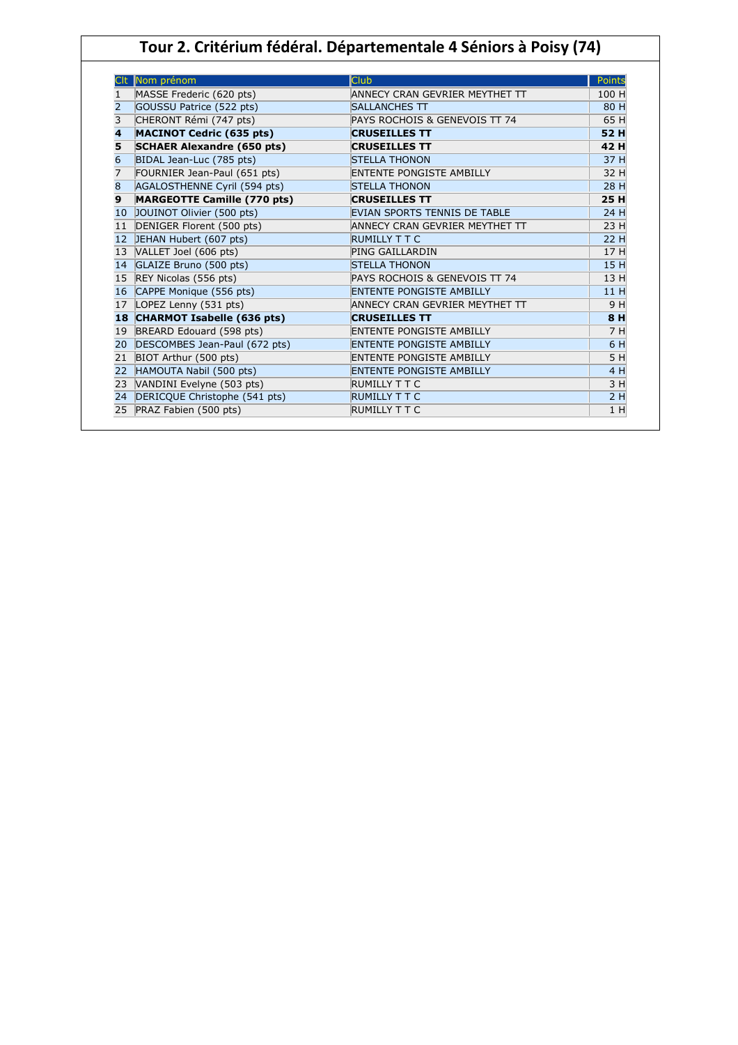# Tour 2. Critérium fédéral. Départementale 4 Séniors à Poisy (74)

| Clt | Nom prénom | Club | Points |
|---|---|---|---|
| 1 | MASSE Frederic (620 pts) | ANNECY CRAN GEVRIER MEYTHET TT | 100 H |
| 2 | GOUSSU Patrice (522 pts) | SALLANCHES TT | 80 H |
| 3 | CHERONT Rémi (747 pts) | PAYS ROCHOIS & GENEVOIS TT 74 | 65 H |
| **4** | **MACINOT Cedric (635 pts)** | **CRUSEILLES TT** | **52 H** |
| **5** | **SCHAER Alexandre (650 pts)** | **CRUSEILLES TT** | **42 H** |
| 6 | BIDAL Jean-Luc (785 pts) | STELLA THONON | 37 H |
| 7 | FOURNIER Jean-Paul (651 pts) | ENTENTE PONGISTE AMBILLY | 32 H |
| 8 | AGALOSTHENNE Cyril (594 pts) | STELLA THONON | 28 H |
| **9** | **MARGEOTTE Camille (770 pts)** | **CRUSEILLES TT** | **25 H** |
| 10 | JOUINOT Olivier (500 pts) | EVIAN SPORTS TENNIS DE TABLE | 24 H |
| 11 | DENIGER Florent (500 pts) | ANNECY CRAN GEVRIER MEYTHET TT | 23 H |
| 12 | JEHAN Hubert (607 pts) | RUMILLY T T C | 22 H |
| 13 | VALLET Joel (606 pts) | PING GAILLARDIN | 17 H |
| 14 | GLAIZE Bruno (500 pts) | STELLA THONON | 15 H |
| 15 | REY Nicolas (556 pts) | PAYS ROCHOIS & GENEVOIS TT 74 | 13 H |
| 16 | CAPPE Monique (556 pts) | ENTENTE PONGISTE AMBILLY | 11 H |
| 17 | LOPEZ Lenny (531 pts) | ANNECY CRAN GEVRIER MEYTHET TT | 9 H |
| **18** | **CHARMOT Isabelle (636 pts)** | **CRUSEILLES TT** | **8 H** |
| 19 | BREARD Edouard (598 pts) | ENTENTE PONGISTE AMBILLY | 7 H |
| 20 | DESCOMBES Jean-Paul (672 pts) | ENTENTE PONGISTE AMBILLY | 6 H |
| 21 | BIOT Arthur (500 pts) | ENTENTE PONGISTE AMBILLY | 5 H |
| 22 | HAMOUTA Nabil (500 pts) | ENTENTE PONGISTE AMBILLY | 4 H |
| 23 | VANDINI Evelyne (503 pts) | RUMILLY T T C | 3 H |
| 24 | DERICQUE Christophe (541 pts) | RUMILLY T T C | 2 H |
| 25 | PRAZ Fabien (500 pts) | RUMILLY T T C | 1 H |